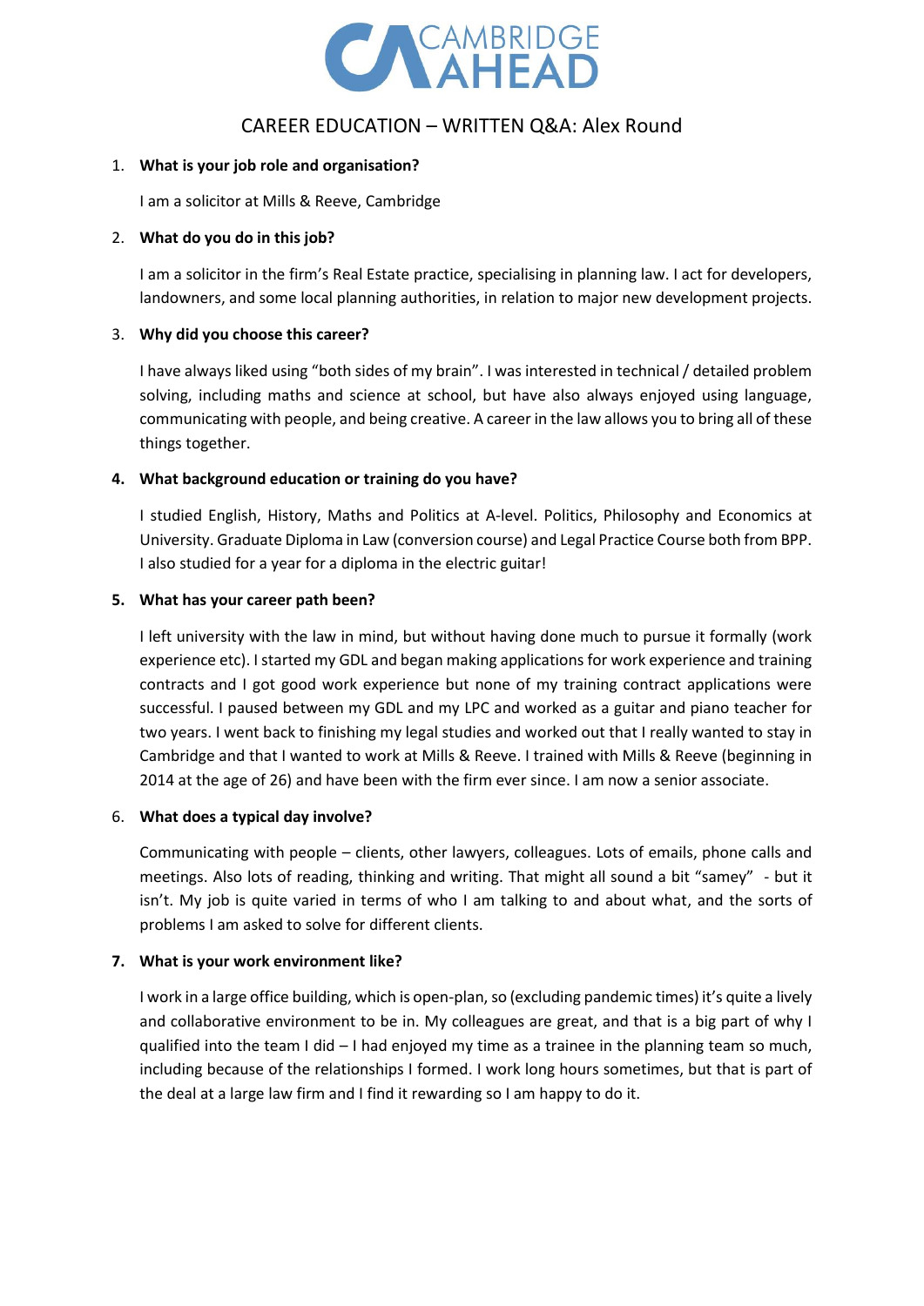CAMBRIDGE AHEAD

# CAREER EDUCATION – WRITTEN Q&A: Alex Round

1. **What is your job role and organisation?**

   I am a solicitor at Mills & Reeve, Cambridge

2. **What do you do in this job?**

   I am a solicitor in the firm's Real Estate practice, specialising in planning law. I act for developers, landowners, and some local planning authorities, in relation to major new development projects.

3. **Why did you choose this career?**

   I have always liked using "both sides of my brain". I was interested in technical / detailed problem solving, including maths and science at school, but have also always enjoyed using language, communicating with people, and being creative. A career in the law allows you to bring all of these things together.

4. **What background education or training do you have?**

   I studied English, History, Maths and Politics at A-level. Politics, Philosophy and Economics at University. Graduate Diploma in Law (conversion course) and Legal Practice Course both from BPP. I also studied for a year for a diploma in the electric guitar!

5. **What has your career path been?**

   I left university with the law in mind, but without having done much to pursue it formally (work experience etc). I started my GDL and began making applications for work experience and training contracts and I got good work experience but none of my training contract applications were successful. I paused between my GDL and my LPC and worked as a guitar and piano teacher for two years. I went back to finishing my legal studies and worked out that I really wanted to stay in Cambridge and that I wanted to work at Mills & Reeve. I trained with Mills & Reeve (beginning in 2014 at the age of 26) and have been with the firm ever since. I am now a senior associate.

6. **What does a typical day involve?**

   Communicating with people – clients, other lawyers, colleagues. Lots of emails, phone calls and meetings. Also lots of reading, thinking and writing. That might all sound a bit "samey" - but it isn't. My job is quite varied in terms of who I am talking to and about what, and the sorts of problems I am asked to solve for different clients.

7. **What is your work environment like?**

   I work in a large office building, which is open-plan, so (excluding pandemic times) it's quite a lively and collaborative environment to be in. My colleagues are great, and that is a big part of why I qualified into the team I did – I had enjoyed my time as a trainee in the planning team so much, including because of the relationships I formed. I work long hours sometimes, but that is part of the deal at a large law firm and I find it rewarding so I am happy to do it.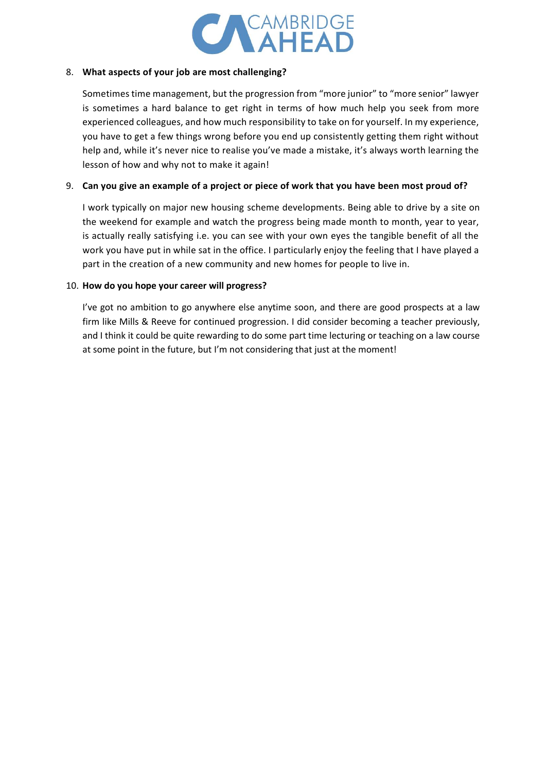8. **What aspects of your job are most challenging?**

   Sometimes time management, but the progression from "more junior" to "more senior" lawyer is sometimes a hard balance to get right in terms of how much help you seek from more experienced colleagues, and how much responsibility to take on for yourself. In my experience, you have to get a few things wrong before you end up consistently getting them right without help and, while it's never nice to realise you've made a mistake, it's always worth learning the lesson of how and why not to make it again!

9. **Can you give an example of a project or piece of work that you have been most proud of?**

   I work typically on major new housing scheme developments. Being able to drive by a site on the weekend for example and watch the progress being made month to month, year to year, is actually really satisfying i.e. you can see with your own eyes the tangible benefit of all the work you have put in while sat in the office. I particularly enjoy the feeling that I have played a part in the creation of a new community and new homes for people to live in.

10. **How do you hope your career will progress?**

    I've got no ambition to go anywhere else anytime soon, and there are good prospects at a law firm like Mills & Reeve for continued progression. I did consider becoming a teacher previously, and I think it could be quite rewarding to do some part time lecturing or teaching on a law course at some point in the future, but I'm not considering that just at the moment!